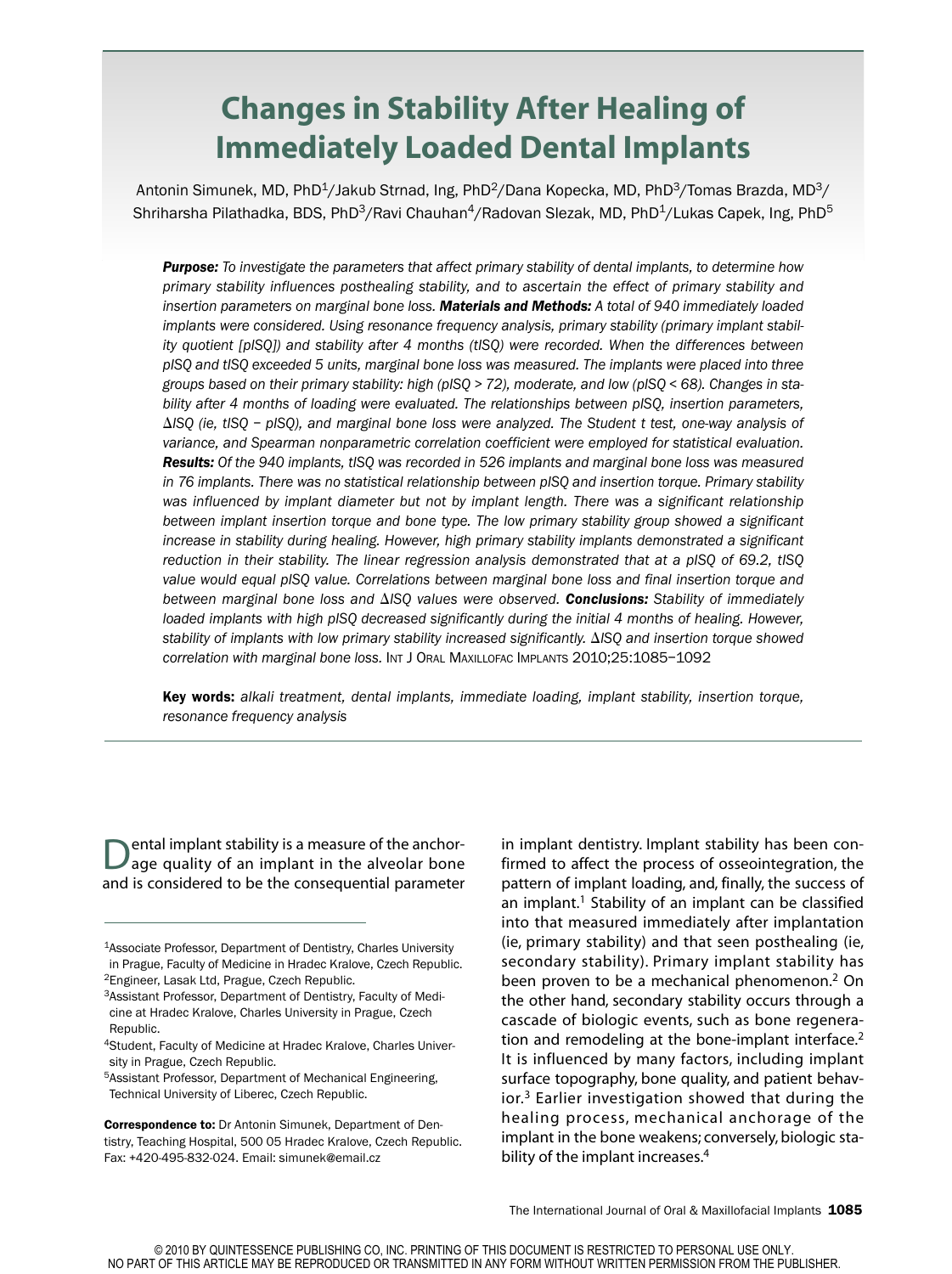# Changes in Stability After Healing of Immediately Loaded Dental Implants

Antonin Simunek, MD, PhD[1]/Jakub Strnad, Ing, PhD[2]/Dana Kopecka, MD, PhD[3]/Tomas Brazda, MD[3]/ Shriharsha Pilathadka, BDS, PhD[3]/Ravi Chauhan[4]/Radovan Slezak, MD, PhD[1]/Lukas Capek, Ing, PhD[5]

***Purpose:*** *To investigate the parameters that affect primary stability of dental implants, to determine how primary stability influences posthealing stability, and to ascertain the effect of primary stability and insertion parameters on marginal bone loss.* ***Materials and Methods:*** *A total of 940 immediately loaded implants were considered. Using resonance frequency analysis, primary stability (primary implant stability quotient [pISQ]) and stability after 4 months (tISQ) were recorded. When the differences between pISQ and tISQ exceeded 5 units, marginal bone loss was measured. The implants were placed into three groups based on their primary stability: high (pISQ > 72), moderate, and low (pISQ < 68). Changes in stability after 4 months of loading were evaluated. The relationships between pISQ, insertion parameters, ΔISQ (ie, tISQ − pISQ), and marginal bone loss were analyzed. The Student t test, one-way analysis of variance, and Spearman nonparametric correlation coefficient were employed for statistical evaluation.* ***Results:*** *Of the 940 implants, tISQ was recorded in 526 implants and marginal bone loss was measured in 76 implants. There was no statistical relationship between pISQ and insertion torque. Primary stability was influenced by implant diameter but not by implant length. There was a significant relationship between implant insertion torque and bone type. The low primary stability group showed a significant increase in stability during healing. However, high primary stability implants demonstrated a significant reduction in their stability. The linear regression analysis demonstrated that at a pISQ of 69.2, tISQ value would equal pISQ value. Correlations between marginal bone loss and final insertion torque and between marginal bone loss and ΔISQ values were observed.* ***Conclusions:*** *Stability of immediately loaded implants with high pISQ decreased significantly during the initial 4 months of healing. However, stability of implants with low primary stability increased significantly. ΔISQ and insertion torque showed correlation with marginal bone loss.* Int J Oral Maxillofac Implants 2010;25:1085–1092

**Key words:** *alkali treatment, dental implants, immediate loading, implant stability, insertion torque, resonance frequency analysis*

Dental implant stability is a measure of the anchorage quality of an implant in the alveolar bone and is considered to be the consequential parameter in implant dentistry. Implant stability has been confirmed to affect the process of osseointegration, the pattern of implant loading, and, finally, the success of an implant.[1] Stability of an implant can be classified into that measured immediately after implantation (ie, primary stability) and that seen posthealing (ie, secondary stability). Primary implant stability has been proven to be a mechanical phenomenon.[2] On the other hand, secondary stability occurs through a cascade of biologic events, such as bone regeneration and remodeling at the bone-implant interface.[2] It is influenced by many factors, including implant surface topography, bone quality, and patient behavior.[3] Earlier investigation showed that during the healing process, mechanical anchorage of the implant in the bone weakens; conversely, biologic stability of the implant increases.[4]

[1]Associate Professor, Department of Dentistry, Charles University in Prague, Faculty of Medicine in Hradec Kralove, Czech Republic.
[2]Engineer, Lasak Ltd, Prague, Czech Republic.
[3]Assistant Professor, Department of Dentistry, Faculty of Medicine at Hradec Kralove, Charles University in Prague, Czech Republic.
[4]Student, Faculty of Medicine at Hradec Kralove, Charles University in Prague, Czech Republic.
[5]Assistant Professor, Department of Mechanical Engineering, Technical University of Liberec, Czech Republic.

**Correspondence to:** Dr Antonin Simunek, Department of Dentistry, Teaching Hospital, 500 05 Hradec Kralove, Czech Republic. Fax: +420-495-832-024. Email: simunek@email.cz

© 2010 BY QUINTESSENCE PUBLISHING CO, INC. PRINTING OF THIS DOCUMENT IS RESTRICTED TO PERSONAL USE ONLY. NO PART OF THIS ARTICLE MAY BE REPRODUCED OR TRANSMITTED IN ANY FORM WITHOUT WRITTEN PERMISSION FROM THE PUBLISHER.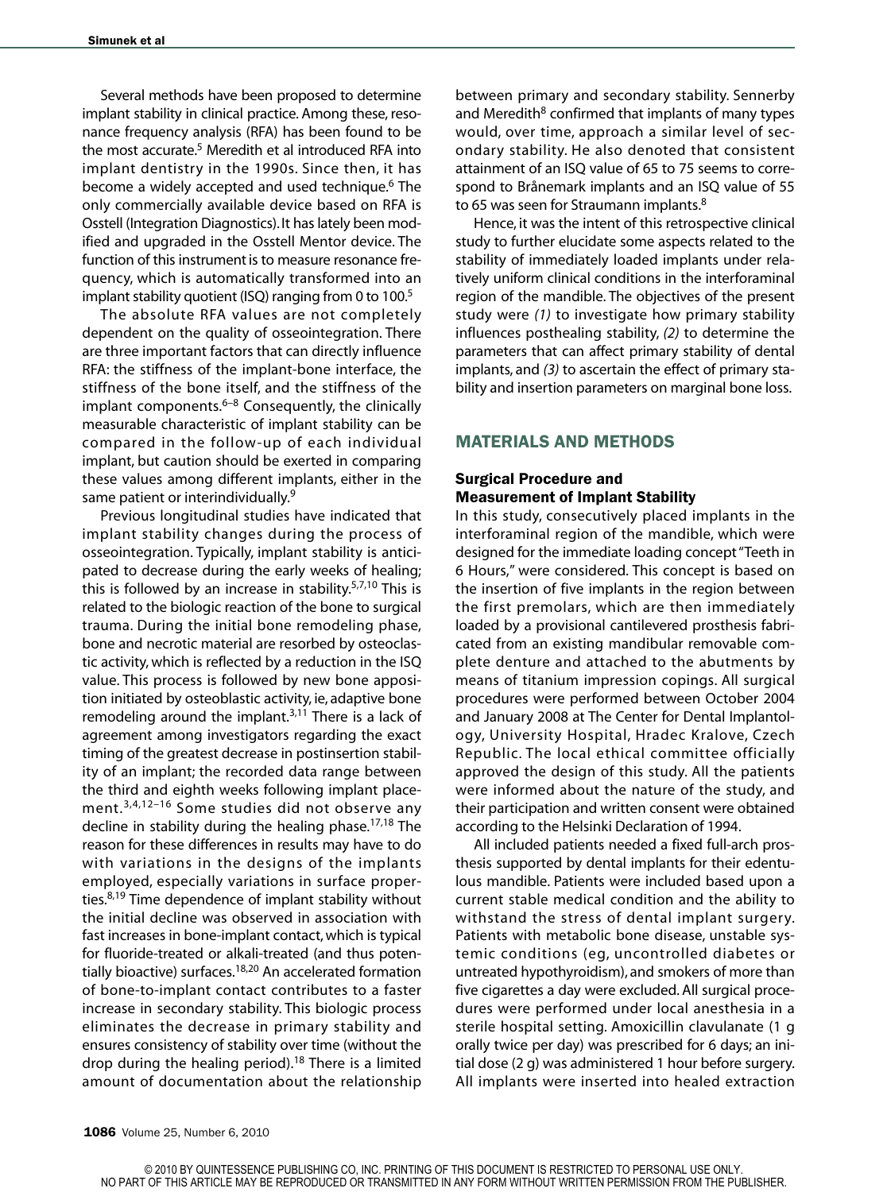Several methods have been proposed to determine implant stability in clinical practice. Among these, resonance frequency analysis (RFA) has been found to be the most accurate.[5] Meredith et al introduced RFA into implant dentistry in the 1990s. Since then, it has become a widely accepted and used technique.[6] The only commercially available device based on RFA is Osstell (Integration Diagnostics). It has lately been modified and upgraded in the Osstell Mentor device. The function of this instrument is to measure resonance frequency, which is automatically transformed into an implant stability quotient (ISQ) ranging from 0 to 100.[5]

The absolute RFA values are not completely dependent on the quality of osseointegration. There are three important factors that can directly influence RFA: the stiffness of the implant-bone interface, the stiffness of the bone itself, and the stiffness of the implant components.[6–8] Consequently, the clinically measurable characteristic of implant stability can be compared in the follow-up of each individual implant, but caution should be exerted in comparing these values among different implants, either in the same patient or interindividually.[9]

Previous longitudinal studies have indicated that implant stability changes during the process of osseointegration. Typically, implant stability is anticipated to decrease during the early weeks of healing; this is followed by an increase in stability.[5,7,10] This is related to the biologic reaction of the bone to surgical trauma. During the initial bone remodeling phase, bone and necrotic material are resorbed by osteoclastic activity, which is reflected by a reduction in the ISQ value. This process is followed by new bone apposition initiated by osteoblastic activity, ie, adaptive bone remodeling around the implant.[3,11] There is a lack of agreement among investigators regarding the exact timing of the greatest decrease in postinsertion stability of an implant; the recorded data range between the third and eighth weeks following implant placement.[3,4,12–16] Some studies did not observe any decline in stability during the healing phase.[17,18] The reason for these differences in results may have to do with variations in the designs of the implants employed, especially variations in surface properties.[8,19] Time dependence of implant stability without the initial decline was observed in association with fast increases in bone-implant contact, which is typical for fluoride-treated or alkali-treated (and thus potentially bioactive) surfaces.[18,20] An accelerated formation of bone-to-implant contact contributes to a faster increase in secondary stability. This biologic process eliminates the decrease in primary stability and ensures consistency of stability over time (without the drop during the healing period).[18] There is a limited amount of documentation about the relationship between primary and secondary stability. Sennerby and Meredith[8] confirmed that implants of many types would, over time, approach a similar level of secondary stability. He also denoted that consistent attainment of an ISQ value of 65 to 75 seems to correspond to Brånemark implants and an ISQ value of 55 to 65 was seen for Straumann implants.[8]

Hence, it was the intent of this retrospective clinical study to further elucidate some aspects related to the stability of immediately loaded implants under relatively uniform clinical conditions in the interforaminal region of the mandible. The objectives of the present study were *(1)* to investigate how primary stability influences posthealing stability, *(2)* to determine the parameters that can affect primary stability of dental implants, and *(3)* to ascertain the effect of primary stability and insertion parameters on marginal bone loss.

## MATERIALS AND METHODS

### Surgical Procedure and Measurement of Implant Stability

In this study, consecutively placed implants in the interforaminal region of the mandible, which were designed for the immediate loading concept "Teeth in 6 Hours," were considered. This concept is based on the insertion of five implants in the region between the first premolars, which are then immediately loaded by a provisional cantilevered prosthesis fabricated from an existing mandibular removable complete denture and attached to the abutments by means of titanium impression copings. All surgical procedures were performed between October 2004 and January 2008 at The Center for Dental Implantology, University Hospital, Hradec Kralove, Czech Republic. The local ethical committee officially approved the design of this study. All the patients were informed about the nature of the study, and their participation and written consent were obtained according to the Helsinki Declaration of 1994.

All included patients needed a fixed full-arch prosthesis supported by dental implants for their edentulous mandible. Patients were included based upon a current stable medical condition and the ability to withstand the stress of dental implant surgery. Patients with metabolic bone disease, unstable systemic conditions (eg, uncontrolled diabetes or untreated hypothyroidism), and smokers of more than five cigarettes a day were excluded. All surgical procedures were performed under local anesthesia in a sterile hospital setting. Amoxicillin clavulanate (1 g orally twice per day) was prescribed for 6 days; an initial dose (2 g) was administered 1 hour before surgery. All implants were inserted into healed extraction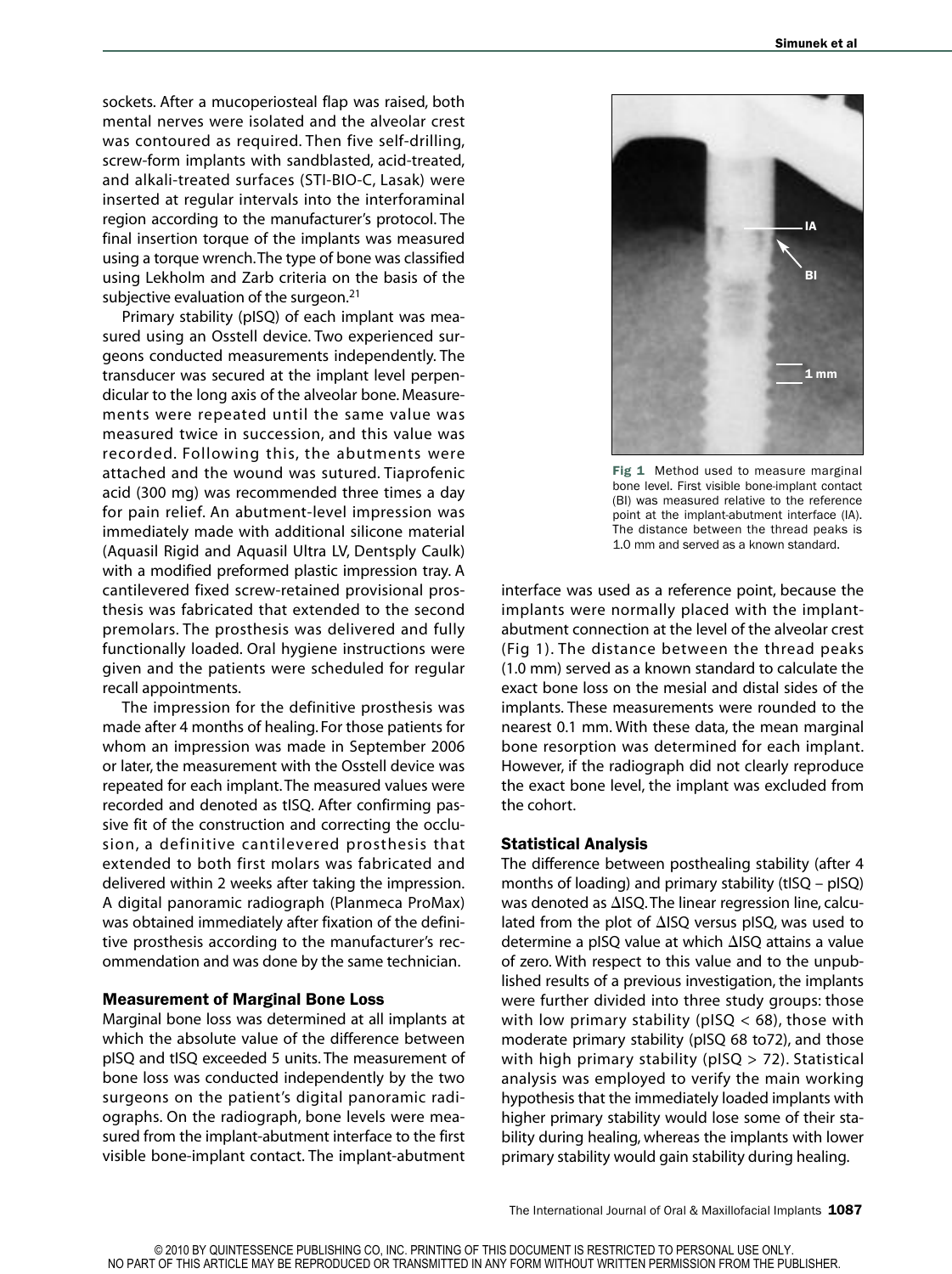sockets. After a mucoperiosteal flap was raised, both mental nerves were isolated and the alveolar crest was contoured as required. Then five self-drilling, screw-form implants with sandblasted, acid-treated, and alkali-treated surfaces (STI-BIO-C, Lasak) were inserted at regular intervals into the interforaminal region according to the manufacturer's protocol. The final insertion torque of the implants was measured using a torque wrench. The type of bone was classified using Lekholm and Zarb criteria on the basis of the subjective evaluation of the surgeon.[21]

Primary stability (pISQ) of each implant was measured using an Osstell device. Two experienced surgeons conducted measurements independently. The transducer was secured at the implant level perpendicular to the long axis of the alveolar bone. Measurements were repeated until the same value was measured twice in succession, and this value was recorded. Following this, the abutments were attached and the wound was sutured. Tiaprofenic acid (300 mg) was recommended three times a day for pain relief. An abutment-level impression was immediately made with additional silicone material (Aquasil Rigid and Aquasil Ultra LV, Dentsply Caulk) with a modified preformed plastic impression tray. A cantilevered fixed screw-retained provisional prosthesis was fabricated that extended to the second premolars. The prosthesis was delivered and fully functionally loaded. Oral hygiene instructions were given and the patients were scheduled for regular recall appointments.

The impression for the definitive prosthesis was made after 4 months of healing. For those patients for whom an impression was made in September 2006 or later, the measurement with the Osstell device was repeated for each implant. The measured values were recorded and denoted as tISQ. After confirming passive fit of the construction and correcting the occlusion, a definitive cantilevered prosthesis that extended to both first molars was fabricated and delivered within 2 weeks after taking the impression. A digital panoramic radiograph (Planmeca ProMax) was obtained immediately after fixation of the definitive prosthesis according to the manufacturer's recommendation and was done by the same technician.

### Measurement of Marginal Bone Loss

Marginal bone loss was determined at all implants at which the absolute value of the difference between pISQ and tISQ exceeded 5 units. The measurement of bone loss was conducted independently by the two surgeons on the patient's digital panoramic radiographs. On the radiograph, bone levels were measured from the implant-abutment interface to the first visible bone-implant contact. The implant-abutment interface was used as a reference point, because the implants were normally placed with the implant-abutment connection at the level of the alveolar crest (Fig 1). The distance between the thread peaks (1.0 mm) served as a known standard to calculate the exact bone loss on the mesial and distal sides of the implants. These measurements were rounded to the nearest 0.1 mm. With these data, the mean marginal bone resorption was determined for each implant. However, if the radiograph did not clearly reproduce the exact bone level, the implant was excluded from the cohort.

IA
BI
1 mm

**Fig 1** Method used to measure marginal bone level. First visible bone-implant contact (BI) was measured relative to the reference point at the implant-abutment interface (IA). The distance between the thread peaks is 1.0 mm and served as a known standard.

### Statistical Analysis

The difference between posthealing stability (after 4 months of loading) and primary stability (tISQ – pISQ) was denoted as $\Delta$ISQ. The linear regression line, calculated from the plot of $\Delta$ISQ versus pISQ, was used to determine a pISQ value at which $\Delta$ISQ attains a value of zero. With respect to this value and to the unpublished results of a previous investigation, the implants were further divided into three study groups: those with low primary stability (pISQ $< 68$), those with moderate primary stability (pISQ 68 to72), and those with high primary stability (pISQ $> 72$). Statistical analysis was employed to verify the main working hypothesis that the immediately loaded implants with higher primary stability would lose some of their stability during healing, whereas the implants with lower primary stability would gain stability during healing.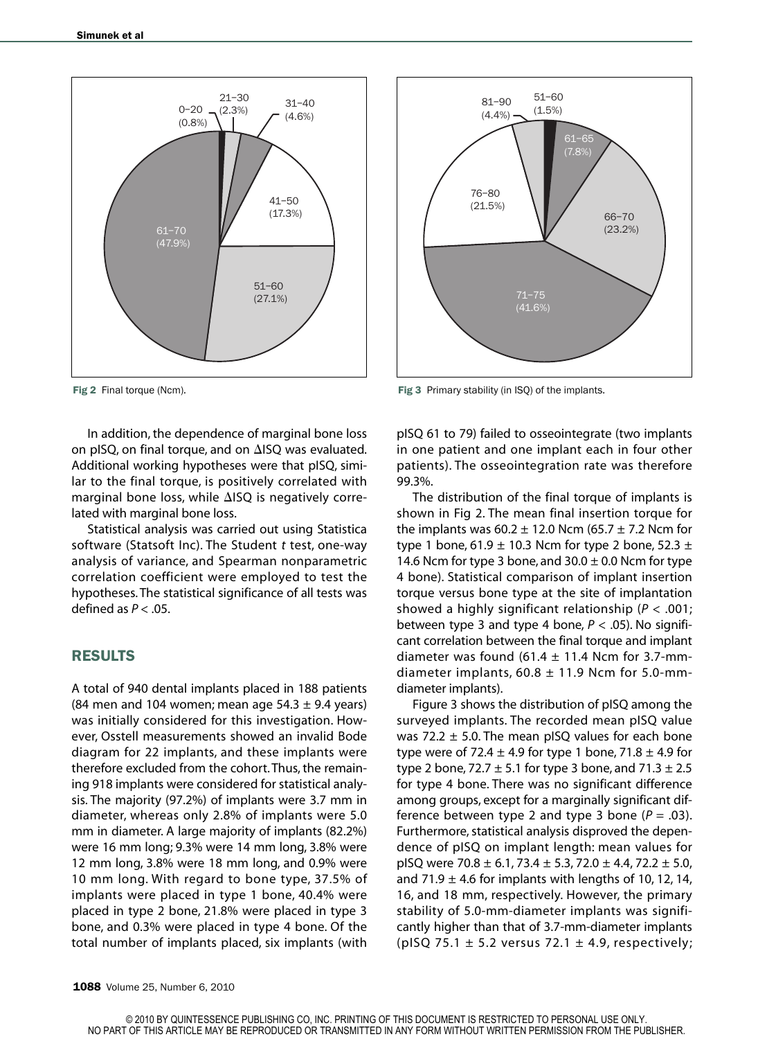0–20
(0.8%)

21–30
(2.3%)

31–40
(4.6%)

41–50
(17.3%)

51–60
(27.1%)

61–70
(47.9%)

**Fig 2** Final torque (Ncm).

81–90
(4.4%)

51–60
(1.5%)

61–65
(7.8%)

66–70
(23.2%)

71–75
(41.6%)

76–80
(21.5%)

**Fig 3** Primary stability (in ISQ) of the implants.

In addition, the dependence of marginal bone loss on pISQ, on final torque, and on ΔISQ was evaluated. Additional working hypotheses were that pISQ, similar to the final torque, is positively correlated with marginal bone loss, while ΔISQ is negatively correlated with marginal bone loss.

Statistical analysis was carried out using Statistica software (Statsoft Inc). The Student *t* test, one-way analysis of variance, and Spearman nonparametric correlation coefficient were employed to test the hypotheses. The statistical significance of all tests was defined as $P < .05$.

## RESULTS

A total of 940 dental implants placed in 188 patients (84 men and 104 women; mean age 54.3 ± 9.4 years) was initially considered for this investigation. However, Osstell measurements showed an invalid Bode diagram for 22 implants, and these implants were therefore excluded from the cohort. Thus, the remaining 918 implants were considered for statistical analysis. The majority (97.2%) of implants were 3.7 mm in diameter, whereas only 2.8% of implants were 5.0 mm in diameter. A large majority of implants (82.2%) were 16 mm long; 9.3% were 14 mm long, 3.8% were 12 mm long, 3.8% were 18 mm long, and 0.9% were 10 mm long. With regard to bone type, 37.5% of implants were placed in type 1 bone, 40.4% were placed in type 2 bone, 21.8% were placed in type 3 bone, and 0.3% were placed in type 4 bone. Of the total number of implants placed, six implants (with pISQ 61 to 79) failed to osseointegrate (two implants in one patient and one implant each in four other patients). The osseointegration rate was therefore 99.3%.

The distribution of the final torque of implants is shown in Fig 2. The mean final insertion torque for the implants was 60.2 ± 12.0 Ncm (65.7 ± 7.2 Ncm for type 1 bone, 61.9 ± 10.3 Ncm for type 2 bone, 52.3 ± 14.6 Ncm for type 3 bone, and 30.0 ± 0.0 Ncm for type 4 bone). Statistical comparison of implant insertion torque versus bone type at the site of implantation showed a highly significant relationship ($P < .001$; between type 3 and type 4 bone, $P < .05$). No significant correlation between the final torque and implant diameter was found (61.4 ± 11.4 Ncm for 3.7-mm-diameter implants, 60.8 ± 11.9 Ncm for 5.0-mm-diameter implants).

Figure 3 shows the distribution of pISQ among the surveyed implants. The recorded mean pISQ value was 72.2 ± 5.0. The mean pISQ values for each bone type were of 72.4 ± 4.9 for type 1 bone, 71.8 ± 4.9 for type 2 bone, 72.7 ± 5.1 for type 3 bone, and 71.3 ± 2.5 for type 4 bone. There was no significant difference among groups, except for a marginally significant difference between type 2 and type 3 bone ($P = .03$). Furthermore, statistical analysis disproved the dependence of pISQ on implant length: mean values for pISQ were 70.8 ± 6.1, 73.4 ± 5.3, 72.0 ± 4.4, 72.2 ± 5.0, and 71.9 ± 4.6 for implants with lengths of 10, 12, 14, 16, and 18 mm, respectively. However, the primary stability of 5.0-mm-diameter implants was significantly higher than that of 3.7-mm-diameter implants (pISQ 75.1 ± 5.2 versus 72.1 ± 4.9, respectively;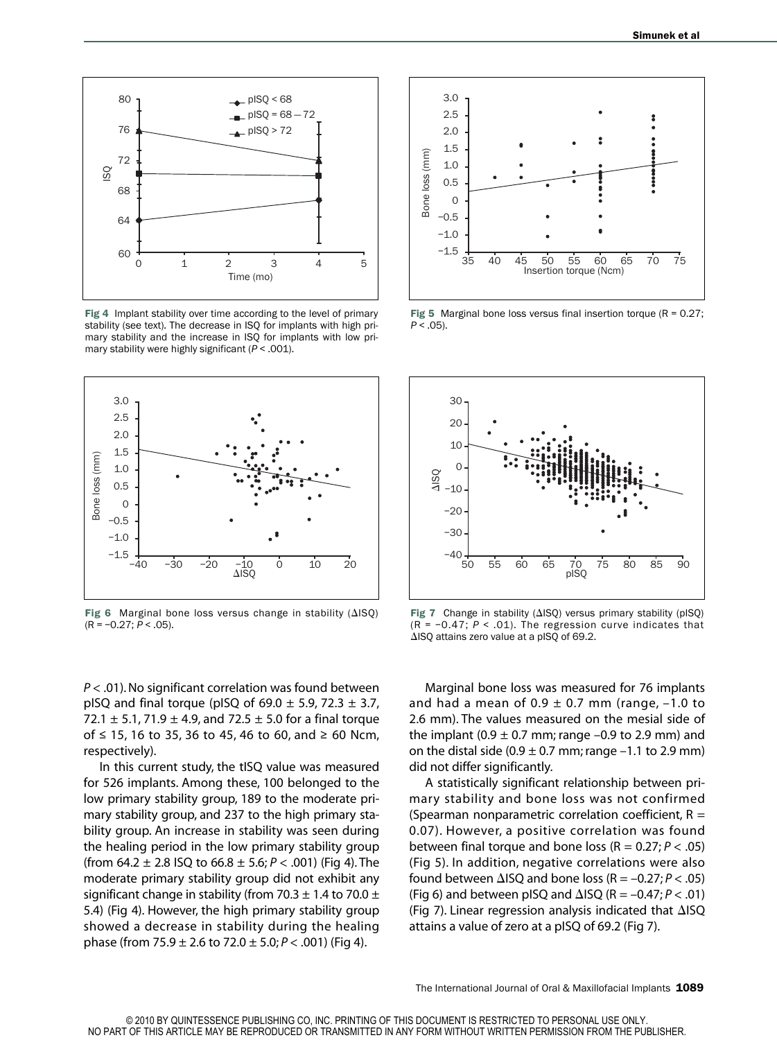80
76
72
68
64
60
ISQ
0
1
2
3
4
5
Time (mo)
pISQ < 68
pISQ = 68 — 72
pISQ > 72

**Fig 4** Implant stability over time according to the level of primary stability (see text). The decrease in ISQ for implants with high primary stability and the increase in ISQ for implants with low primary stability were highly significant ($P < .001$).

3.0
2.5
2.0
1.5
1.0
0.5
0
−0.5
−1.0
−1.5
Bone loss (mm)
35
40
45
50
55
60
65
70
75
Insertion torque (Ncm)

**Fig 5** Marginal bone loss versus final insertion torque ($R = 0.27$; $P < .05$).

3.0
2.5
2.0
1.5
1.0
0.5
0
−0.5
−1.0
−1.5
Bone loss (mm)
−40
−30
−20
−10
0
10
20
ΔISQ

**Fig 6** Marginal bone loss versus change in stability (ΔISQ) ($R = -0.27$; $P < .05$).

30
20
10
0
−10
−20
−30
−40
ΔISQ
50
55
60
65
70
75
80
85
90
pISQ

**Fig 7** Change in stability (ΔISQ) versus primary stability (pISQ) ($R = -0.47$; $P < .01$). The regression curve indicates that ΔISQ attains zero value at a pISQ of 69.2.

$P < .01$). No significant correlation was found between pISQ and final torque (pISQ of 69.0 ± 5.9, 72.3 ± 3.7, 72.1 ± 5.1, 71.9 ± 4.9, and 72.5 ± 5.0 for a final torque of ≤ 15, 16 to 35, 36 to 45, 46 to 60, and ≥ 60 Ncm, respectively).

In this current study, the tISQ value was measured for 526 implants. Among these, 100 belonged to the low primary stability group, 189 to the moderate primary stability group, and 237 to the high primary stability group. An increase in stability was seen during the healing period in the low primary stability group (from 64.2 ± 2.8 ISQ to 66.8 ± 5.6; $P < .001$) (Fig 4). The moderate primary stability group did not exhibit any significant change in stability (from 70.3 ± 1.4 to 70.0 ± 5.4) (Fig 4). However, the high primary stability group showed a decrease in stability during the healing phase (from 75.9 ± 2.6 to 72.0 ± 5.0; $P < .001$) (Fig 4).

Marginal bone loss was measured for 76 implants and had a mean of 0.9 ± 0.7 mm (range, −1.0 to 2.6 mm). The values measured on the mesial side of the implant (0.9 ± 0.7 mm; range −0.9 to 2.9 mm) and on the distal side (0.9 ± 0.7 mm; range −1.1 to 2.9 mm) did not differ significantly.

A statistically significant relationship between primary stability and bone loss was not confirmed (Spearman nonparametric correlation coefficient, $R = 0.07$). However, a positive correlation was found between final torque and bone loss ($R = 0.27$; $P < .05$) (Fig 5). In addition, negative correlations were also found between ΔISQ and bone loss ($R = -0.27$; $P < .05$) (Fig 6) and between pISQ and ΔISQ ($R = -0.47$; $P < .01$) (Fig 7). Linear regression analysis indicated that ΔISQ attains a value of zero at a pISQ of 69.2 (Fig 7).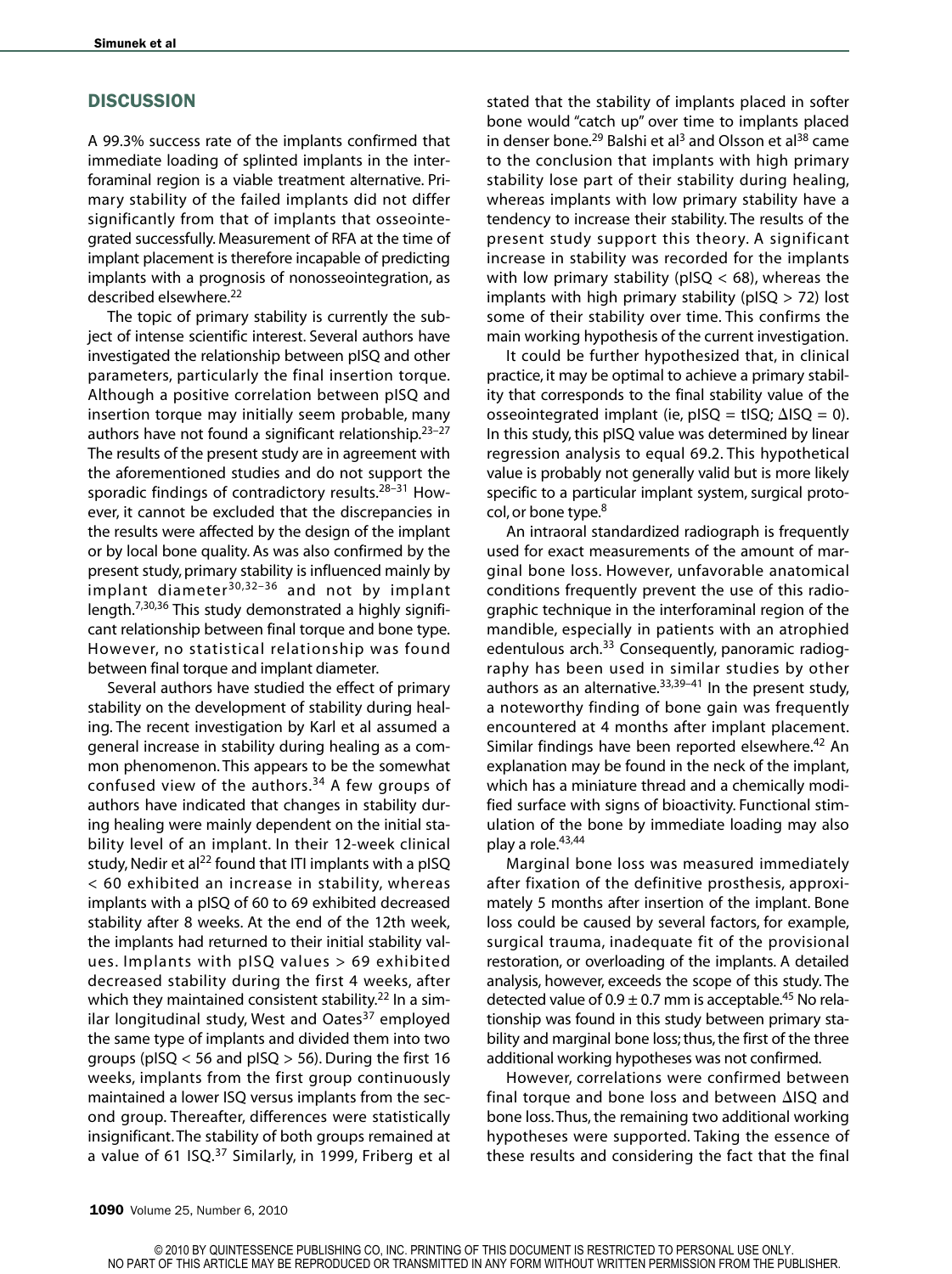## DISCUSSION

A 99.3% success rate of the implants confirmed that immediate loading of splinted implants in the interforaminal region is a viable treatment alternative. Primary stability of the failed implants did not differ significantly from that of implants that osseointegrated successfully. Measurement of RFA at the time of implant placement is therefore incapable of predicting implants with a prognosis of nonosseointegration, as described elsewhere.[22]

The topic of primary stability is currently the subject of intense scientific interest. Several authors have investigated the relationship between pISQ and other parameters, particularly the final insertion torque. Although a positive correlation between pISQ and insertion torque may initially seem probable, many authors have not found a significant relationship.[23–27] The results of the present study are in agreement with the aforementioned studies and do not support the sporadic findings of contradictory results.[28–31] However, it cannot be excluded that the discrepancies in the results were affected by the design of the implant or by local bone quality. As was also confirmed by the present study, primary stability is influenced mainly by implant diameter[30,32–36] and not by implant length.[7,30,36] This study demonstrated a highly significant relationship between final torque and bone type. However, no statistical relationship was found between final torque and implant diameter.

Several authors have studied the effect of primary stability on the development of stability during healing. The recent investigation by Karl et al assumed a general increase in stability during healing as a common phenomenon. This appears to be the somewhat confused view of the authors.[34] A few groups of authors have indicated that changes in stability during healing were mainly dependent on the initial stability level of an implant. In their 12-week clinical study, Nedir et al[22] found that ITI implants with a pISQ < 60 exhibited an increase in stability, whereas implants with a pISQ of 60 to 69 exhibited decreased stability after 8 weeks. At the end of the 12th week, the implants had returned to their initial stability values. Implants with pISQ values > 69 exhibited decreased stability during the first 4 weeks, after which they maintained consistent stability.[22] In a similar longitudinal study, West and Oates[37] employed the same type of implants and divided them into two groups (pISQ < 56 and pISQ > 56). During the first 16 weeks, implants from the first group continuously maintained a lower ISQ versus implants from the second group. Thereafter, differences were statistically insignificant. The stability of both groups remained at a value of 61 ISQ.[37] Similarly, in 1999, Friberg et al stated that the stability of implants placed in softer bone would "catch up" over time to implants placed in denser bone.[29] Balshi et al[3] and Olsson et al[38] came to the conclusion that implants with high primary stability lose part of their stability during healing, whereas implants with low primary stability have a tendency to increase their stability. The results of the present study support this theory. A significant increase in stability was recorded for the implants with low primary stability (pISQ < 68), whereas the implants with high primary stability (pISQ > 72) lost some of their stability over time. This confirms the main working hypothesis of the current investigation.

It could be further hypothesized that, in clinical practice, it may be optimal to achieve a primary stability that corresponds to the final stability value of the osseointegrated implant (ie, pISQ = tISQ; $\Delta$ISQ = 0). In this study, this pISQ value was determined by linear regression analysis to equal 69.2. This hypothetical value is probably not generally valid but is more likely specific to a particular implant system, surgical protocol, or bone type.[8]

An intraoral standardized radiograph is frequently used for exact measurements of the amount of marginal bone loss. However, unfavorable anatomical conditions frequently prevent the use of this radiographic technique in the interforaminal region of the mandible, especially in patients with an atrophied edentulous arch.[33] Consequently, panoramic radiography has been used in similar studies by other authors as an alternative.[33,39–41] In the present study, a noteworthy finding of bone gain was frequently encountered at 4 months after implant placement. Similar findings have been reported elsewhere.[42] An explanation may be found in the neck of the implant, which has a miniature thread and a chemically modified surface with signs of bioactivity. Functional stimulation of the bone by immediate loading may also play a role.[43,44]

Marginal bone loss was measured immediately after fixation of the definitive prosthesis, approximately 5 months after insertion of the implant. Bone loss could be caused by several factors, for example, surgical trauma, inadequate fit of the provisional restoration, or overloading of the implants. A detailed analysis, however, exceeds the scope of this study. The detected value of 0.9 ± 0.7 mm is acceptable.[45] No relationship was found in this study between primary stability and marginal bone loss; thus, the first of the three additional working hypotheses was not confirmed.

However, correlations were confirmed between final torque and bone loss and between $\Delta$ISQ and bone loss. Thus, the remaining two additional working hypotheses were supported. Taking the essence of these results and considering the fact that the final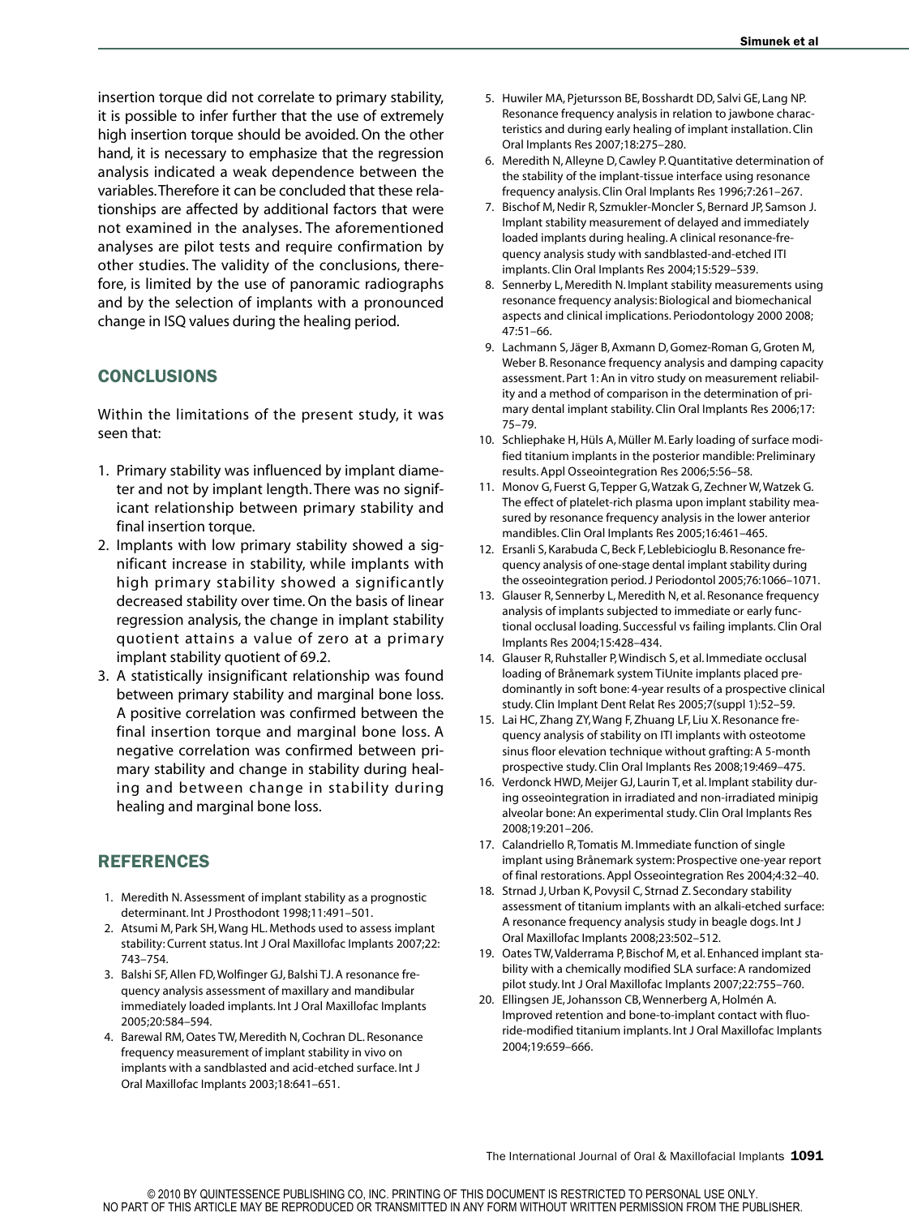insertion torque did not correlate to primary stability, it is possible to infer further that the use of extremely high insertion torque should be avoided. On the other hand, it is necessary to emphasize that the regression analysis indicated a weak dependence between the variables. Therefore it can be concluded that these relationships are affected by additional factors that were not examined in the analyses. The aforementioned analyses are pilot tests and require confirmation by other studies. The validity of the conclusions, therefore, is limited by the use of panoramic radiographs and by the selection of implants with a pronounced change in ISQ values during the healing period.

## CONCLUSIONS

Within the limitations of the present study, it was seen that:

1. Primary stability was influenced by implant diameter and not by implant length. There was no significant relationship between primary stability and final insertion torque.
2. Implants with low primary stability showed a significant increase in stability, while implants with high primary stability showed a significantly decreased stability over time. On the basis of linear regression analysis, the change in implant stability quotient attains a value of zero at a primary implant stability quotient of 69.2.
3. A statistically insignificant relationship was found between primary stability and marginal bone loss. A positive correlation was confirmed between the final insertion torque and marginal bone loss. A negative correlation was confirmed between primary stability and change in stability during healing and between change in stability during healing and marginal bone loss.

## REFERENCES

1. Meredith N. Assessment of implant stability as a prognostic determinant. Int J Prosthodont 1998;11:491–501.
2. Atsumi M, Park SH, Wang HL. Methods used to assess implant stability: Current status. Int J Oral Maxillofac Implants 2007;22:743–754.
3. Balshi SF, Allen FD, Wolfinger GJ, Balshi TJ. A resonance frequency analysis assessment of maxillary and mandibular immediately loaded implants. Int J Oral Maxillofac Implants 2005;20:584–594.
4. Barewal RM, Oates TW, Meredith N, Cochran DL. Resonance frequency measurement of implant stability in vivo on implants with a sandblasted and acid-etched surface. Int J Oral Maxillofac Implants 2003;18:641–651.
5. Huwiler MA, Pjetursson BE, Bosshardt DD, Salvi GE, Lang NP. Resonance frequency analysis in relation to jawbone characteristics and during early healing of implant installation. Clin Oral Implants Res 2007;18:275–280.
6. Meredith N, Alleyne D, Cawley P. Quantitative determination of the stability of the implant-tissue interface using resonance frequency analysis. Clin Oral Implants Res 1996;7:261–267.
7. Bischof M, Nedir R, Szmukler-Moncler S, Bernard JP, Samson J. Implant stability measurement of delayed and immediately loaded implants during healing. A clinical resonance-frequency analysis study with sandblasted-and-etched ITI implants. Clin Oral Implants Res 2004;15:529–539.
8. Sennerby L, Meredith N. Implant stability measurements using resonance frequency analysis: Biological and biomechanical aspects and clinical implications. Periodontology 2000 2008;47:51–66.
9. Lachmann S, Jäger B, Axmann D, Gomez-Roman G, Groten M, Weber B. Resonance frequency analysis and damping capacity assessment. Part 1: An in vitro study on measurement reliability and a method of comparison in the determination of primary dental implant stability. Clin Oral Implants Res 2006;17:75–79.
10. Schliephake H, Hüls A, Müller M. Early loading of surface modified titanium implants in the posterior mandible: Preliminary results. Appl Osseointegration Res 2006;5:56–58.
11. Monov G, Fuerst G, Tepper G, Watzak G, Zechner W, Watzek G. The effect of platelet-rich plasma upon implant stability measured by resonance frequency analysis in the lower anterior mandibles. Clin Oral Implants Res 2005;16:461–465.
12. Ersanli S, Karabuda C, Beck F, Leblebicioglu B. Resonance frequency analysis of one-stage dental implant stability during the osseointegration period. J Periodontol 2005;76:1066–1071.
13. Glauser R, Sennerby L, Meredith N, et al. Resonance frequency analysis of implants subjected to immediate or early functional occlusal loading. Successful vs failing implants. Clin Oral Implants Res 2004;15:428–434.
14. Glauser R, Ruhstaller P, Windisch S, et al. Immediate occlusal loading of Brånemark system TiUnite implants placed predominantly in soft bone: 4-year results of a prospective clinical study. Clin Implant Dent Relat Res 2005;7(suppl 1):52–59.
15. Lai HC, Zhang ZY, Wang F, Zhuang LF, Liu X. Resonance frequency analysis of stability on ITI implants with osteotome sinus floor elevation technique without grafting: A 5-month prospective study. Clin Oral Implants Res 2008;19:469–475.
16. Verdonck HWD, Meijer GJ, Laurin T, et al. Implant stability during osseointegration in irradiated and non-irradiated minipig alveolar bone: An experimental study. Clin Oral Implants Res 2008;19:201–206.
17. Calandriello R, Tomatis M. Immediate function of single implant using Brånemark system: Prospective one-year report of final restorations. Appl Osseointegration Res 2004;4:32–40.
18. Strnad J, Urban K, Povysil C, Strnad Z. Secondary stability assessment of titanium implants with an alkali-etched surface: A resonance frequency analysis study in beagle dogs. Int J Oral Maxillofac Implants 2008;23:502–512.
19. Oates TW, Valderrama P, Bischof M, et al. Enhanced implant stability with a chemically modified SLA surface: A randomized pilot study. Int J Oral Maxillofac Implants 2007;22:755–760.
20. Ellingsen JE, Johansson CB, Wennerberg A, Holmén A. Improved retention and bone-to-implant contact with fluoride-modified titanium implants. Int J Oral Maxillofac Implants 2004;19:659–666.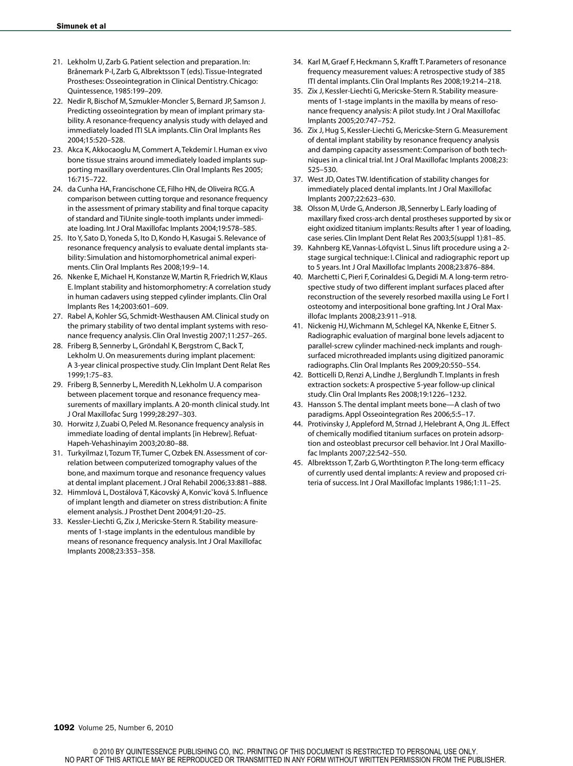21. Lekholm U, Zarb G. Patient selection and preparation. In: Brånemark P-I, Zarb G, Albrektsson T (eds). Tissue-Integrated Prostheses: Osseointegration in Clinical Dentistry. Chicago: Quintessence, 1985:199–209.
22. Nedir R, Bischof M, Szmukler-Moncler S, Bernard JP, Samson J. Predicting osseointegration by mean of implant primary stability. A resonance-frequency analysis study with delayed and immediately loaded ITI SLA implants. Clin Oral Implants Res 2004;15:520–528.
23. Akca K, Akkocaoglu M, Commert A, Tekdemir I. Human ex vivo bone tissue strains around immediately loaded implants supporting maxillary overdentures. Clin Oral Implants Res 2005; 16:715–722.
24. da Cunha HA, Francischone CE, Filho HN, de Oliveira RCG. A comparison between cutting torque and resonance frequency in the assessment of primary stability and final torque capacity of standard and TiUnite single-tooth implants under immediate loading. Int J Oral Maxillofac Implants 2004;19:578–585.
25. Ito Y, Sato D, Yoneda S, Ito D, Kondo H, Kasugai S. Relevance of resonance frequency analysis to evaluate dental implants stability: Simulation and histomorphometrical animal experiments. Clin Oral Implants Res 2008;19:9–14.
26. Nkenke E, Michael H, Konstanze W, Martin R, Friedrich W, Klaus E. Implant stability and histomorphometry: A correlation study in human cadavers using stepped cylinder implants. Clin Oral Implants Res 14;2003:601–609.
27. Rabel A, Kohler SG, Schmidt-Westhausen AM. Clinical study on the primary stability of two dental implant systems with resonance frequency analysis. Clin Oral Investig 2007;11:257–265.
28. Friberg B, Sennerby L, Gröndahl K, Bergstrom C, Back T, Lekholm U. On measurements during implant placement: A 3-year clinical prospective study. Clin Implant Dent Relat Res 1999;1:75–83.
29. Friberg B, Sennerby L, Meredith N, Lekholm U. A comparison between placement torque and resonance frequency measurements of maxillary implants. A 20-month clinical study. Int J Oral Maxillofac Surg 1999;28:297–303.
30. Horwitz J, Zuabi O, Peled M. Resonance frequency analysis in immediate loading of dental implants [in Hebrew]. Refuat-Hapeh-Vehashinayim 2003;20:80–88.
31. Turkyilmaz I, Tozum TF, Tumer C, Ozbek EN. Assessment of correlation between computerized tomography values of the bone, and maximum torque and resonance frequency values at dental implant placement. J Oral Rehabil 2006;33:881–888.
32. Himmlová L, Dostálová T, Kácovský A, Konvičková S. Influence of implant length and diameter on stress distribution: A finite element analysis. J Prosthet Dent 2004;91:20–25.
33. Kessler-Liechti G, Zix J, Mericske-Stern R. Stability measurements of 1-stage implants in the edentulous mandible by means of resonance frequency analysis. Int J Oral Maxillofac Implants 2008;23:353–358.
34. Karl M, Graef F, Heckmann S, Krafft T. Parameters of resonance frequency measurement values: A retrospective study of 385 ITI dental implants. Clin Oral Implants Res 2008;19:214–218.
35. Zix J, Kessler-Liechti G, Mericske-Stern R. Stability measurements of 1-stage implants in the maxilla by means of resonance frequency analysis: A pilot study. Int J Oral Maxillofac Implants 2005;20:747–752.
36. Zix J, Hug S, Kessler-Liechti G, Mericske-Stern G. Measurement of dental implant stability by resonance frequency analysis and damping capacity assessment: Comparison of both techniques in a clinical trial. Int J Oral Maxillofac Implants 2008;23: 525–530.
37. West JD, Oates TW. Identification of stability changes for immediately placed dental implants. Int J Oral Maxillofac Implants 2007;22:623–630.
38. Olsson M, Urde G, Anderson JB, Sennerby L. Early loading of maxillary fixed cross-arch dental prostheses supported by six or eight oxidized titanium implants: Results after 1 year of loading, case series. Clin Implant Dent Relat Res 2003;5(suppl 1):81–85.
39. Kahnberg KE, Vannas-Löfqvist L. Sinus lift procedure using a 2-stage surgical technique: I. Clinical and radiographic report up to 5 years. Int J Oral Maxillofac Implants 2008;23:876–884.
40. Marchetti C, Pieri F, Corinaldesi G, Degidi M. A long-term retrospective study of two different implant surfaces placed after reconstruction of the severely resorbed maxilla using Le Fort I osteotomy and interpositional bone grafting. Int J Oral Maxillofac Implants 2008;23:911–918.
41. Nickenig HJ, Wichmann M, Schlegel KA, Nkenke E, Eitner S. Radiographic evaluation of marginal bone levels adjacent to parallel-screw cylinder machined-neck implants and rough-surfaced microthreaded implants using digitized panoramic radiographs. Clin Oral Implants Res 2009;20:550–554.
42. Botticelli D, Renzi A, Lindhe J, Berglundh T. Implants in fresh extraction sockets: A prospective 5-year follow-up clinical study. Clin Oral Implants Res 2008;19:1226–1232.
43. Hansson S. The dental implant meets bone—A clash of two paradigms. Appl Osseointegration Res 2006;5:5–17.
44. Protivinsky J, Appleford M, Strnad J, Helebrant A, Ong JL. Effect of chemically modified titanium surfaces on protein adsorption and osteoblast precursor cell behavior. Int J Oral Maxillofac Implants 2007;22:542–550.
45. Albrektsson T, Zarb G, Worthtington P. The long-term efficacy of currently used dental implants: A review and proposed criteria of success. Int J Oral Maxillofac Implants 1986;1:11–25.

© 2010 BY QUINTESSENCE PUBLISHING CO, INC. PRINTING OF THIS DOCUMENT IS RESTRICTED TO PERSONAL USE ONLY. NO PART OF THIS ARTICLE MAY BE REPRODUCED OR TRANSMITTED IN ANY FORM WITHOUT WRITTEN PERMISSION FROM THE PUBLISHER.